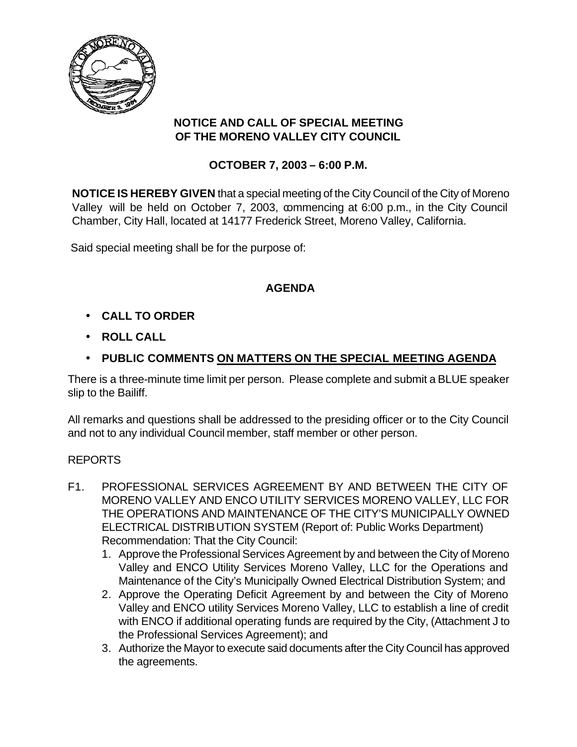**NOTICE AND CALL OF SPECIAL MEETING**
**OF THE MORENO VALLEY CITY COUNCIL**

**OCTOBER 7, 2003 – 6:00 P.M.**

**NOTICE IS HEREBY GIVEN** that a special meeting of the City Council of the City of Moreno Valley will be held on October 7, 2003, commencing at 6:00 p.m., in the City Council Chamber, City Hall, located at 14177 Frederick Street, Moreno Valley, California.

Said special meeting shall be for the purpose of:

## AGENDA

- **CALL TO ORDER**
- **ROLL CALL**
- **PUBLIC COMMENTS ON MATTERS ON THE SPECIAL MEETING AGENDA**

There is a three-minute time limit per person. Please complete and submit a BLUE speaker slip to the Bailiff.

All remarks and questions shall be addressed to the presiding officer or to the City Council and not to any individual Council member, staff member or other person.

REPORTS

F1. PROFESSIONAL SERVICES AGREEMENT BY AND BETWEEN THE CITY OF MORENO VALLEY AND ENCO UTILITY SERVICES MORENO VALLEY, LLC FOR THE OPERATIONS AND MAINTENANCE OF THE CITY'S MUNICIPALLY OWNED ELECTRICAL DISTRIBUTION SYSTEM (Report of: Public Works Department)
Recommendation: That the City Council:

1. Approve the Professional Services Agreement by and between the City of Moreno Valley and ENCO Utility Services Moreno Valley, LLC for the Operations and Maintenance of the City's Municipally Owned Electrical Distribution System; and
2. Approve the Operating Deficit Agreement by and between the City of Moreno Valley and ENCO utility Services Moreno Valley, LLC to establish a line of credit with ENCO if additional operating funds are required by the City, (Attachment J to the Professional Services Agreement); and
3. Authorize the Mayor to execute said documents after the City Council has approved the agreements.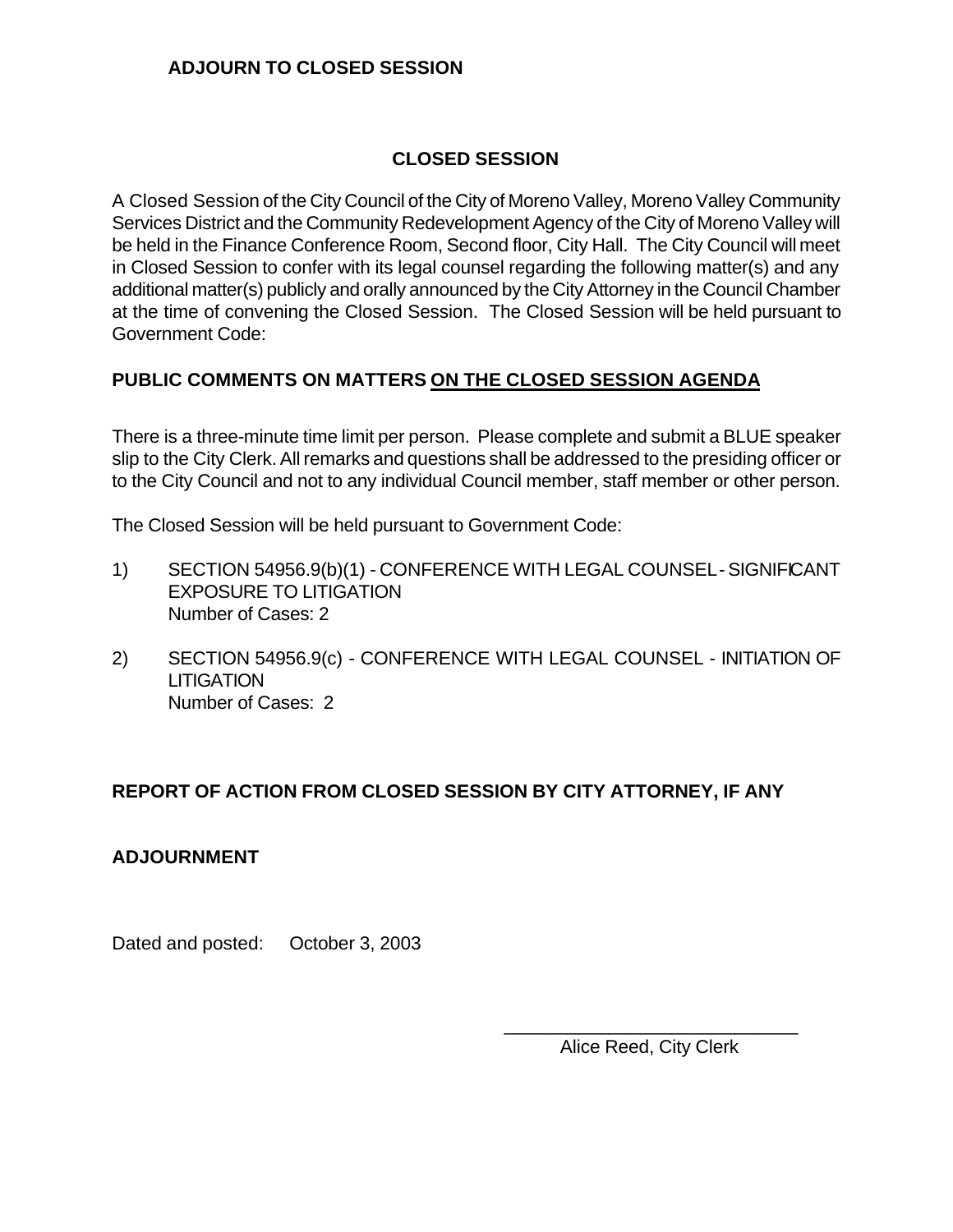**ADJOURN TO CLOSED SESSION**

## CLOSED SESSION

A Closed Session of the City Council of the City of Moreno Valley, Moreno Valley Community Services District and the Community Redevelopment Agency of the City of Moreno Valley will be held in the Finance Conference Room, Second floor, City Hall. The City Council will meet in Closed Session to confer with its legal counsel regarding the following matter(s) and any additional matter(s) publicly and orally announced by the City Attorney in the Council Chamber at the time of convening the Closed Session. The Closed Session will be held pursuant to Government Code:

### PUBLIC COMMENTS ON MATTERS ON THE CLOSED SESSION AGENDA

There is a three-minute time limit per person. Please complete and submit a BLUE speaker slip to the City Clerk. All remarks and questions shall be addressed to the presiding officer or to the City Council and not to any individual Council member, staff member or other person.

The Closed Session will be held pursuant to Government Code:

1) SECTION 54956.9(b)(1) - CONFERENCE WITH LEGAL COUNSEL - SIGNIFICANT EXPOSURE TO LITIGATION
   Number of Cases: 2

2) SECTION 54956.9(c) - CONFERENCE WITH LEGAL COUNSEL - INITIATION OF LITIGATION
   Number of Cases: 2

**REPORT OF ACTION FROM CLOSED SESSION BY CITY ATTORNEY, IF ANY**

**ADJOURNMENT**

Dated and posted: October 3, 2003

\_\_\_\_\_\_\_\_\_\_\_\_\_\_\_\_\_\_\_\_\_\_\_\_\_\_\_\_\_\_

Alice Reed, City Clerk